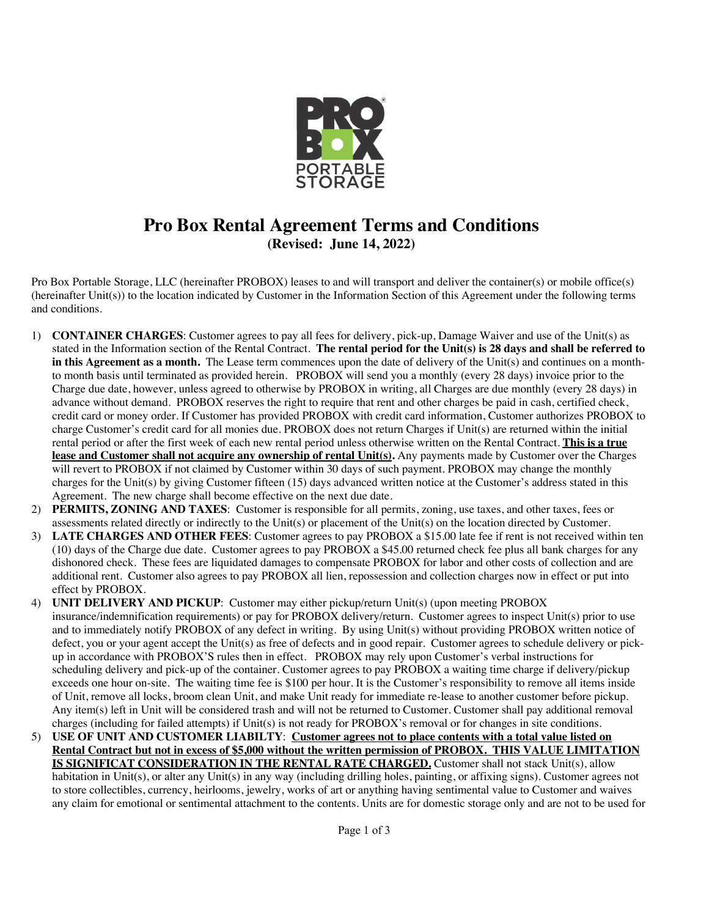# Pro Box Rental Agreement Terms and Conditions

**(Revised: June 14, 2022)**

Pro Box Portable Storage, LLC (hereinafter PROBOX) leases to and will transport and deliver the container(s) or mobile office(s) (hereinafter Unit(s)) to the location indicated by Customer in the Information Section of this Agreement under the following terms and conditions.

1) **CONTAINER CHARGES**: Customer agrees to pay all fees for delivery, pick-up, Damage Waiver and use of the Unit(s) as stated in the Information section of the Rental Contract. **The rental period for the Unit(s) is 28 days and shall be referred to in this Agreement as a month.** The Lease term commences upon the date of delivery of the Unit(s) and continues on a month-to month basis until terminated as provided herein. PROBOX will send you a monthly (every 28 days) invoice prior to the Charge due date, however, unless agreed to otherwise by PROBOX in writing, all Charges are due monthly (every 28 days) in advance without demand. PROBOX reserves the right to require that rent and other charges be paid in cash, certified check, credit card or money order. If Customer has provided PROBOX with credit card information, Customer authorizes PROBOX to charge Customer's credit card for all monies due. PROBOX does not return Charges if Unit(s) are returned within the initial rental period or after the first week of each new rental period unless otherwise written on the Rental Contract. **This is a true lease and Customer shall not acquire any ownership of rental Unit(s).** Any payments made by Customer over the Charges will revert to PROBOX if not claimed by Customer within 30 days of such payment. PROBOX may change the monthly charges for the Unit(s) by giving Customer fifteen (15) days advanced written notice at the Customer's address stated in this Agreement. The new charge shall become effective on the next due date.
2) **PERMITS, ZONING AND TAXES**: Customer is responsible for all permits, zoning, use taxes, and other taxes, fees or assessments related directly or indirectly to the Unit(s) or placement of the Unit(s) on the location directed by Customer.
3) **LATE CHARGES AND OTHER FEES**: Customer agrees to pay PROBOX a $15.00 late fee if rent is not received within ten (10) days of the Charge due date. Customer agrees to pay PROBOX a $45.00 returned check fee plus all bank charges for any dishonored check. These fees are liquidated damages to compensate PROBOX for labor and other costs of collection and are additional rent. Customer also agrees to pay PROBOX all lien, repossession and collection charges now in effect or put into effect by PROBOX.
4) **UNIT DELIVERY AND PICKUP**: Customer may either pickup/return Unit(s) (upon meeting PROBOX insurance/indemnification requirements) or pay for PROBOX delivery/return. Customer agrees to inspect Unit(s) prior to use and to immediately notify PROBOX of any defect in writing. By using Unit(s) without providing PROBOX written notice of defect, you or your agent accept the Unit(s) as free of defects and in good repair. Customer agrees to schedule delivery or pick-up in accordance with PROBOX'S rules then in effect. PROBOX may rely upon Customer's verbal instructions for scheduling delivery and pick-up of the container. Customer agrees to pay PROBOX a waiting time charge if delivery/pickup exceeds one hour on-site. The waiting time fee is $100 per hour. It is the Customer's responsibility to remove all items inside of Unit, remove all locks, broom clean Unit, and make Unit ready for immediate re-lease to another customer before pickup. Any item(s) left in Unit will be considered trash and will not be returned to Customer. Customer shall pay additional removal charges (including for failed attempts) if Unit(s) is not ready for PROBOX's removal or for changes in site conditions.
5) **USE OF UNIT AND CUSTOMER LIABILTY**: **Customer agrees not to place contents with a total value listed on Rental Contract but not in excess of $5,000 without the written permission of PROBOX. THIS VALUE LIMITATION IS SIGNIFICAT CONSIDERATION IN THE RENTAL RATE CHARGED.** Customer shall not stack Unit(s), allow habitation in Unit(s), or alter any Unit(s) in any way (including drilling holes, painting, or affixing signs). Customer agrees not to store collectibles, currency, heirlooms, jewelry, works of art or anything having sentimental value to Customer and waives any claim for emotional or sentimental attachment to the contents. Units are for domestic storage only and are not to be used for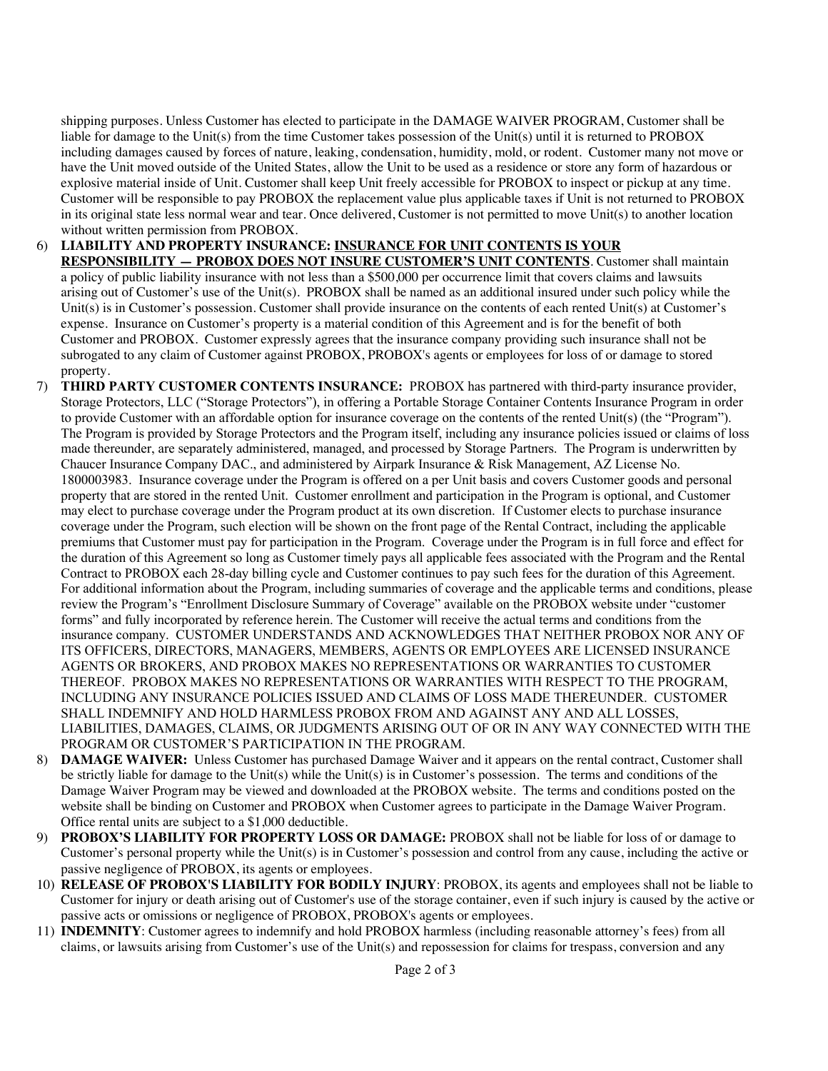shipping purposes. Unless Customer has elected to participate in the DAMAGE WAIVER PROGRAM, Customer shall be liable for damage to the Unit(s) from the time Customer takes possession of the Unit(s) until it is returned to PROBOX including damages caused by forces of nature, leaking, condensation, humidity, mold, or rodent. Customer many not move or have the Unit moved outside of the United States, allow the Unit to be used as a residence or store any form of hazardous or explosive material inside of Unit. Customer shall keep Unit freely accessible for PROBOX to inspect or pickup at any time. Customer will be responsible to pay PROBOX the replacement value plus applicable taxes if Unit is not returned to PROBOX in its original state less normal wear and tear. Once delivered, Customer is not permitted to move Unit(s) to another location without written permission from PROBOX.

6) **LIABILITY AND PROPERTY INSURANCE: <u>INSURANCE FOR UNIT CONTENTS IS YOUR RESPONSIBILITY — PROBOX DOES NOT INSURE CUSTOMER'S UNIT CONTENTS</u>**. Customer shall maintain a policy of public liability insurance with not less than a $500,000 per occurrence limit that covers claims and lawsuits arising out of Customer's use of the Unit(s). PROBOX shall be named as an additional insured under such policy while the Unit(s) is in Customer's possession. Customer shall provide insurance on the contents of each rented Unit(s) at Customer's expense. Insurance on Customer's property is a material condition of this Agreement and is for the benefit of both Customer and PROBOX. Customer expressly agrees that the insurance company providing such insurance shall not be subrogated to any claim of Customer against PROBOX, PROBOX's agents or employees for loss of or damage to stored property.
7) **THIRD PARTY CUSTOMER CONTENTS INSURANCE:** PROBOX has partnered with third-party insurance provider, Storage Protectors, LLC ("Storage Protectors"), in offering a Portable Storage Container Contents Insurance Program in order to provide Customer with an affordable option for insurance coverage on the contents of the rented Unit(s) (the "Program"). The Program is provided by Storage Protectors and the Program itself, including any insurance policies issued or claims of loss made thereunder, are separately administered, managed, and processed by Storage Partners. The Program is underwritten by Chaucer Insurance Company DAC., and administered by Airpark Insurance & Risk Management, AZ License No. 1800003983. Insurance coverage under the Program is offered on a per Unit basis and covers Customer goods and personal property that are stored in the rented Unit. Customer enrollment and participation in the Program is optional, and Customer may elect to purchase coverage under the Program product at its own discretion. If Customer elects to purchase insurance coverage under the Program, such election will be shown on the front page of the Rental Contract, including the applicable premiums that Customer must pay for participation in the Program. Coverage under the Program is in full force and effect for the duration of this Agreement so long as Customer timely pays all applicable fees associated with the Program and the Rental Contract to PROBOX each 28-day billing cycle and Customer continues to pay such fees for the duration of this Agreement. For additional information about the Program, including summaries of coverage and the applicable terms and conditions, please review the Program's "Enrollment Disclosure Summary of Coverage" available on the PROBOX website under "customer forms" and fully incorporated by reference herein. The Customer will receive the actual terms and conditions from the insurance company. CUSTOMER UNDERSTANDS AND ACKNOWLEDGES THAT NEITHER PROBOX NOR ANY OF ITS OFFICERS, DIRECTORS, MANAGERS, MEMBERS, AGENTS OR EMPLOYEES ARE LICENSED INSURANCE AGENTS OR BROKERS, AND PROBOX MAKES NO REPRESENTATIONS OR WARRANTIES TO CUSTOMER THEREOF. PROBOX MAKES NO REPRESENTATIONS OR WARRANTIES WITH RESPECT TO THE PROGRAM, INCLUDING ANY INSURANCE POLICIES ISSUED AND CLAIMS OF LOSS MADE THEREUNDER. CUSTOMER SHALL INDEMNIFY AND HOLD HARMLESS PROBOX FROM AND AGAINST ANY AND ALL LOSSES, LIABILITIES, DAMAGES, CLAIMS, OR JUDGMENTS ARISING OUT OF OR IN ANY WAY CONNECTED WITH THE PROGRAM OR CUSTOMER'S PARTICIPATION IN THE PROGRAM.
8) **DAMAGE WAIVER:** Unless Customer has purchased Damage Waiver and it appears on the rental contract, Customer shall be strictly liable for damage to the Unit(s) while the Unit(s) is in Customer's possession. The terms and conditions of the Damage Waiver Program may be viewed and downloaded at the PROBOX website. The terms and conditions posted on the website shall be binding on Customer and PROBOX when Customer agrees to participate in the Damage Waiver Program. Office rental units are subject to a $1,000 deductible.
9) **PROBOX'S LIABILITY FOR PROPERTY LOSS OR DAMAGE:** PROBOX shall not be liable for loss of or damage to Customer's personal property while the Unit(s) is in Customer's possession and control from any cause, including the active or passive negligence of PROBOX, its agents or employees.
10) **RELEASE OF PROBOX'S LIABILITY FOR BODILY INJURY**: PROBOX, its agents and employees shall not be liable to Customer for injury or death arising out of Customer's use of the storage container, even if such injury is caused by the active or passive acts or omissions or negligence of PROBOX, PROBOX's agents or employees.
11) **INDEMNITY**: Customer agrees to indemnify and hold PROBOX harmless (including reasonable attorney's fees) from all claims, or lawsuits arising from Customer's use of the Unit(s) and repossession for claims for trespass, conversion and any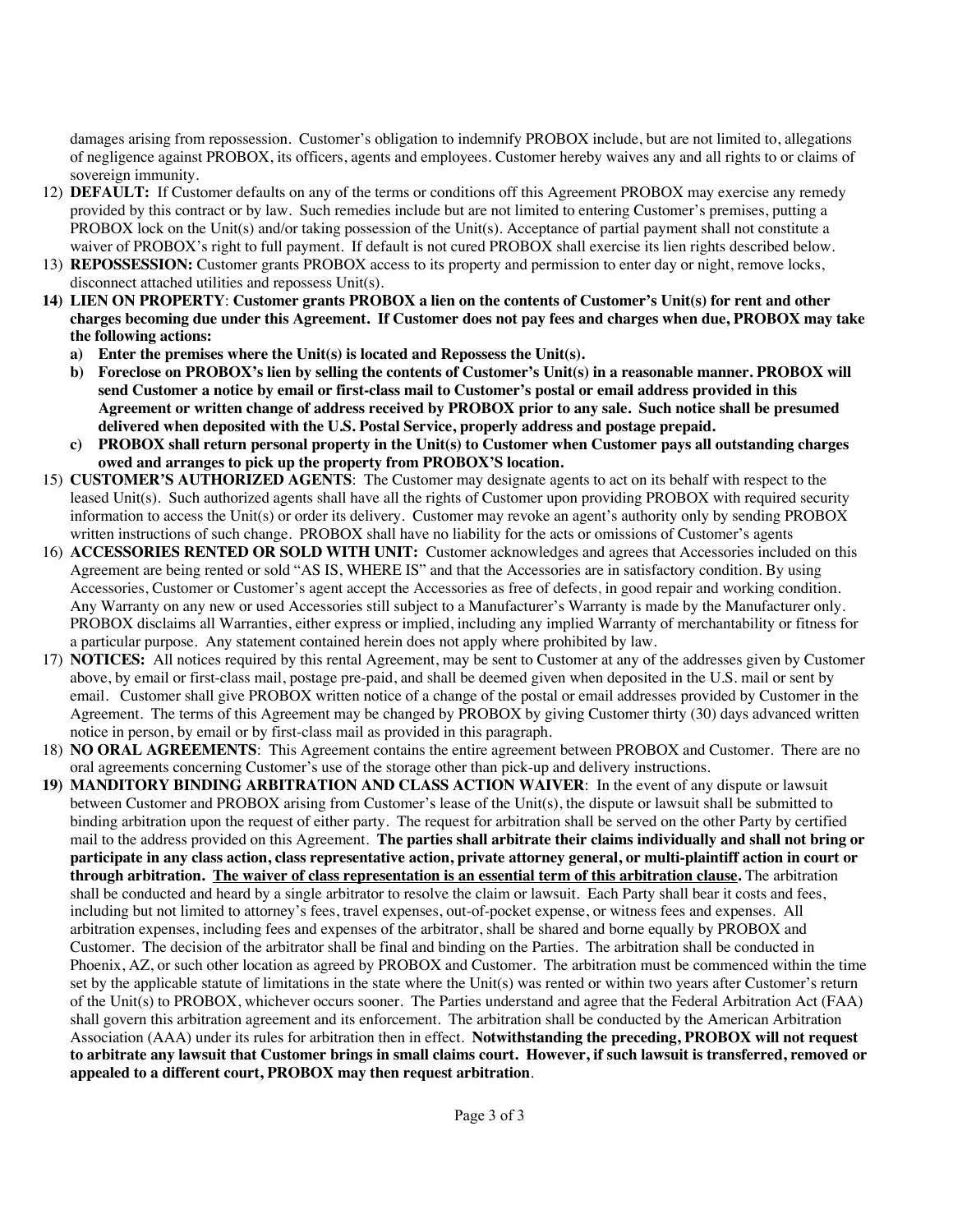damages arising from repossession. Customer's obligation to indemnify PROBOX include, but are not limited to, allegations of negligence against PROBOX, its officers, agents and employees. Customer hereby waives any and all rights to or claims of sovereign immunity.

12) **DEFAULT:** If Customer defaults on any of the terms or conditions off this Agreement PROBOX may exercise any remedy provided by this contract or by law. Such remedies include but are not limited to entering Customer's premises, putting a PROBOX lock on the Unit(s) and/or taking possession of the Unit(s). Acceptance of partial payment shall not constitute a waiver of PROBOX's right to full payment. If default is not cured PROBOX shall exercise its lien rights described below.
13) **REPOSSESSION:** Customer grants PROBOX access to its property and permission to enter day or night, remove locks, disconnect attached utilities and repossess Unit(s).
14) **LIEN ON PROPERTY**: **Customer grants PROBOX a lien on the contents of Customer's Unit(s) for rent and other charges becoming due under this Agreement. If Customer does not pay fees and charges when due, PROBOX may take the following actions:**
    a) **Enter the premises where the Unit(s) is located and Repossess the Unit(s).**
    b) **Foreclose on PROBOX's lien by selling the contents of Customer's Unit(s) in a reasonable manner. PROBOX will send Customer a notice by email or first-class mail to Customer's postal or email address provided in this Agreement or written change of address received by PROBOX prior to any sale. Such notice shall be presumed delivered when deposited with the U.S. Postal Service, properly address and postage prepaid.**
    c) **PROBOX shall return personal property in the Unit(s) to Customer when Customer pays all outstanding charges owed and arranges to pick up the property from PROBOX'S location.**
15) **CUSTOMER'S AUTHORIZED AGENTS**: The Customer may designate agents to act on its behalf with respect to the leased Unit(s). Such authorized agents shall have all the rights of Customer upon providing PROBOX with required security information to access the Unit(s) or order its delivery. Customer may revoke an agent's authority only by sending PROBOX written instructions of such change. PROBOX shall have no liability for the acts or omissions of Customer's agents
16) **ACCESSORIES RENTED OR SOLD WITH UNIT:** Customer acknowledges and agrees that Accessories included on this Agreement are being rented or sold "AS IS, WHERE IS" and that the Accessories are in satisfactory condition. By using Accessories, Customer or Customer's agent accept the Accessories as free of defects, in good repair and working condition. Any Warranty on any new or used Accessories still subject to a Manufacturer's Warranty is made by the Manufacturer only. PROBOX disclaims all Warranties, either express or implied, including any implied Warranty of merchantability or fitness for a particular purpose. Any statement contained herein does not apply where prohibited by law.
17) **NOTICES:** All notices required by this rental Agreement, may be sent to Customer at any of the addresses given by Customer above, by email or first-class mail, postage pre-paid, and shall be deemed given when deposited in the U.S. mail or sent by email. Customer shall give PROBOX written notice of a change of the postal or email addresses provided by Customer in the Agreement. The terms of this Agreement may be changed by PROBOX by giving Customer thirty (30) days advanced written notice in person, by email or by first-class mail as provided in this paragraph.
18) **NO ORAL AGREEMENTS**: This Agreement contains the entire agreement between PROBOX and Customer. There are no oral agreements concerning Customer's use of the storage other than pick-up and delivery instructions.
19) **MANDITORY BINDING ARBITRATION AND CLASS ACTION WAIVER**: In the event of any dispute or lawsuit between Customer and PROBOX arising from Customer's lease of the Unit(s), the dispute or lawsuit shall be submitted to binding arbitration upon the request of either party. The request for arbitration shall be served on the other Party by certified mail to the address provided on this Agreement. **The parties shall arbitrate their claims individually and shall not bring or participate in any class action, class representative action, private attorney general, or multi-plaintiff action in court or through arbitration. <u>The waiver of class representation is an essential term of this arbitration clause.</u>** The arbitration shall be conducted and heard by a single arbitrator to resolve the claim or lawsuit. Each Party shall bear it costs and fees, including but not limited to attorney's fees, travel expenses, out-of-pocket expense, or witness fees and expenses. All arbitration expenses, including fees and expenses of the arbitrator, shall be shared and borne equally by PROBOX and Customer. The decision of the arbitrator shall be final and binding on the Parties. The arbitration shall be conducted in Phoenix, AZ, or such other location as agreed by PROBOX and Customer. The arbitration must be commenced within the time set by the applicable statute of limitations in the state where the Unit(s) was rented or within two years after Customer's return of the Unit(s) to PROBOX, whichever occurs sooner. The Parties understand and agree that the Federal Arbitration Act (FAA) shall govern this arbitration agreement and its enforcement. The arbitration shall be conducted by the American Arbitration Association (AAA) under its rules for arbitration then in effect. **Notwithstanding the preceding, PROBOX will not request to arbitrate any lawsuit that Customer brings in small claims court. However, if such lawsuit is transferred, removed or appealed to a different court, PROBOX may then request arbitration**.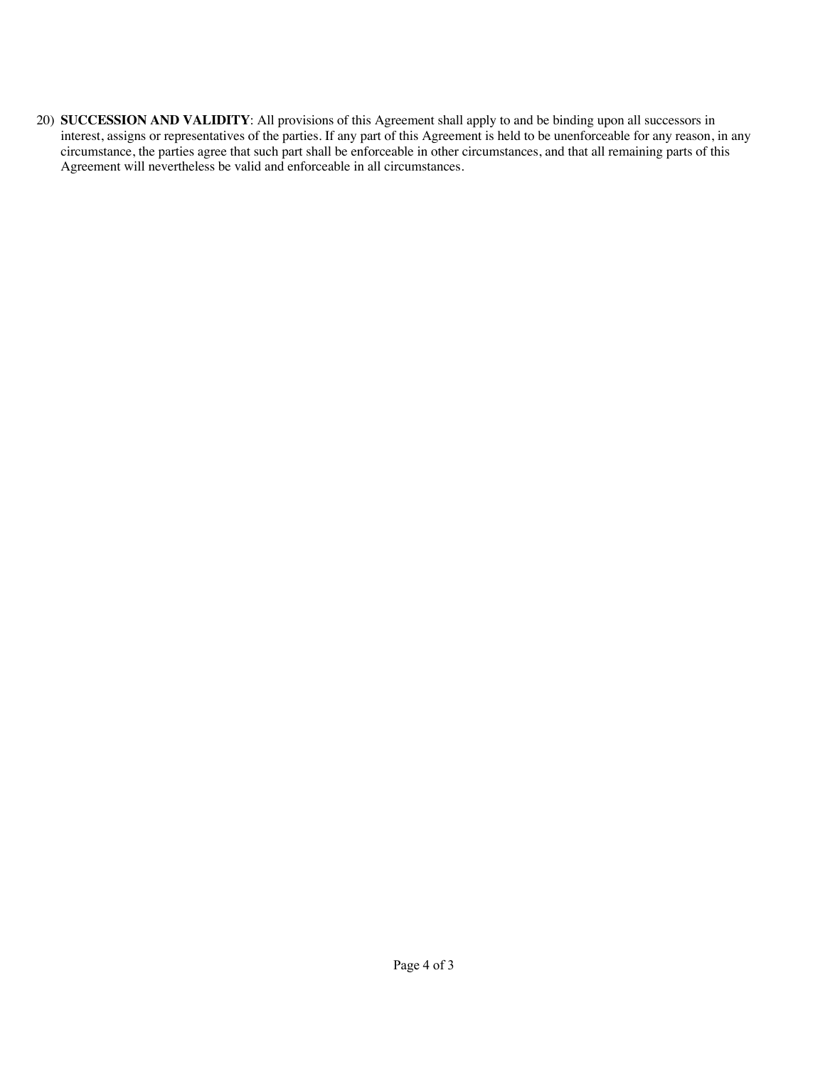20) **SUCCESSION AND VALIDITY**: All provisions of this Agreement shall apply to and be binding upon all successors in interest, assigns or representatives of the parties. If any part of this Agreement is held to be unenforceable for any reason, in any circumstance, the parties agree that such part shall be enforceable in other circumstances, and that all remaining parts of this Agreement will nevertheless be valid and enforceable in all circumstances.